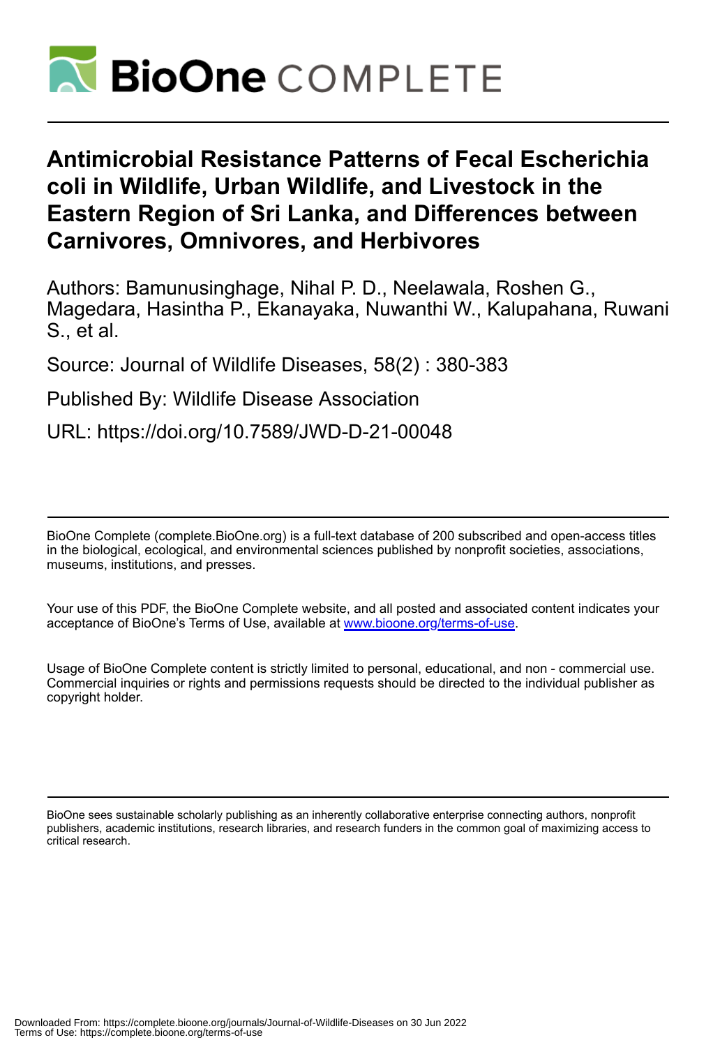# Antimicrobial Resistance Patterns of Fecal Escherichia coli in Wildlife, Urban Wildlife, and Livestock in the Eastern Region of Sri Lanka, and Differences between Carnivores, Omnivores, and Herbivores

Authors: Bamunusinghage, Nihal P. D., Neelawala, Roshen G., Magedara, Hasintha P., Ekanayaka, Nuwanthi W., Kalupahana, Ruwani S., et al.

Source: Journal of Wildlife Diseases, 58(2) : 380-383

Published By: Wildlife Disease Association

URL: https://doi.org/10.7589/JWD-D-21-00048

BioOne Complete (complete.BioOne.org) is a full-text database of 200 subscribed and open-access titles in the biological, ecological, and environmental sciences published by nonprofit societies, associations, museums, institutions, and presses.

Your use of this PDF, the BioOne Complete website, and all posted and associated content indicates your acceptance of BioOne's Terms of Use, available at www.bioone.org/terms-of-use.

Usage of BioOne Complete content is strictly limited to personal, educational, and non - commercial use. Commercial inquiries or rights and permissions requests should be directed to the individual publisher as copyright holder.

BioOne sees sustainable scholarly publishing as an inherently collaborative enterprise connecting authors, nonprofit publishers, academic institutions, research libraries, and research funders in the common goal of maximizing access to critical research.

Downloaded From: https://complete.bioone.org/journals/Journal-of-Wildlife-Diseases on 30 Jun 2022
Terms of Use: https://complete.bioone.org/terms-of-use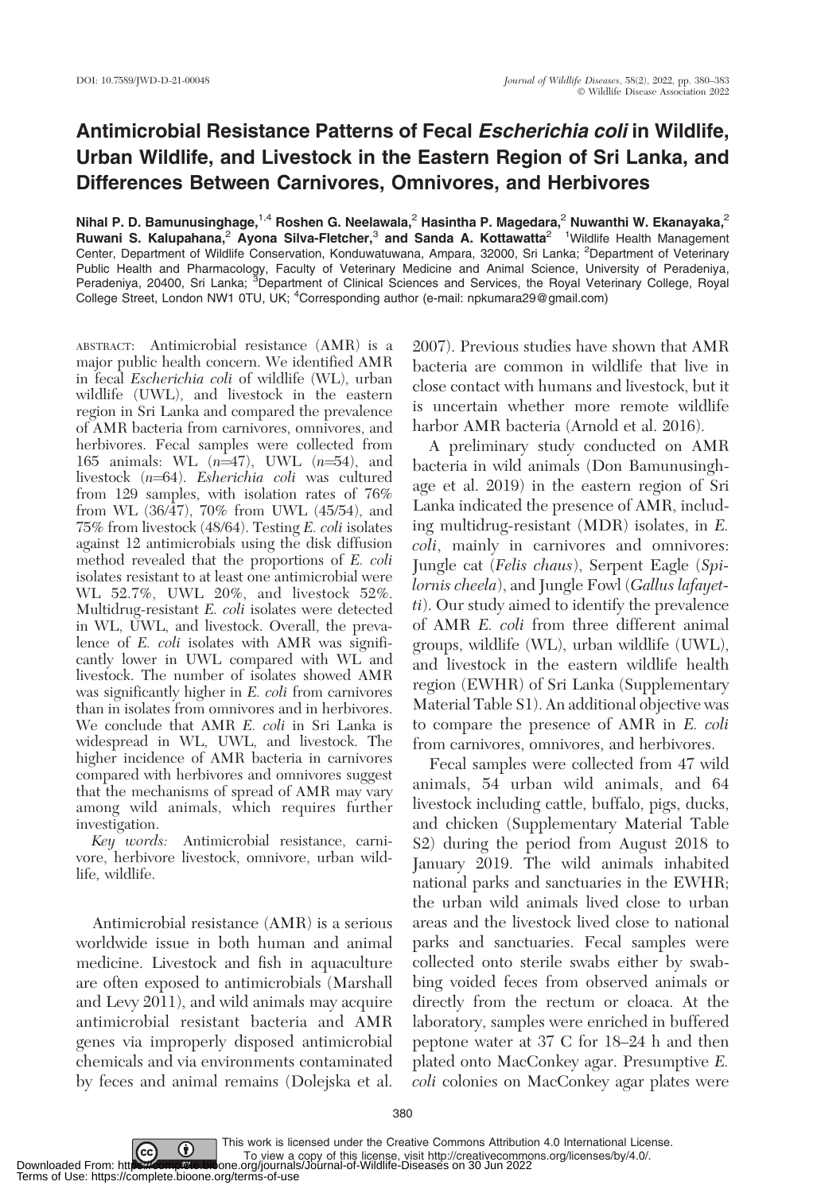# Antimicrobial Resistance Patterns of Fecal *Escherichia coli* in Wildlife, Urban Wildlife, and Livestock in the Eastern Region of Sri Lanka, and Differences Between Carnivores, Omnivores, and Herbivores

**Nihal P. D. Bamunusinghage,[1,4] Roshen G. Neelawala,[2] Hasintha P. Magedara,[2] Nuwanthi W. Ekanayaka,[2] Ruwani S. Kalupahana,[2] Ayona Silva-Fletcher,[3] and Sanda A. Kottawatta[2]** [1]Wildlife Health Management Center, Department of Wildlife Conservation, Konduwatuwana, Ampara, 32000, Sri Lanka; [2]Department of Veterinary Public Health and Pharmacology, Faculty of Veterinary Medicine and Animal Science, University of Peradeniya, Peradeniya, 20400, Sri Lanka; [3]Department of Clinical Sciences and Services, the Royal Veterinary College, Royal College Street, London NW1 0TU, UK; [4]Corresponding author (e-mail: npkumara29@gmail.com)

ABSTRACT: Antimicrobial resistance (AMR) is a major public health concern. We identified AMR in fecal *Escherichia coli* of wildlife (WL), urban wildlife (UWL), and livestock in the eastern region in Sri Lanka and compared the prevalence of AMR bacteria from carnivores, omnivores, and herbivores. Fecal samples were collected from 165 animals: WL ($n$=47), UWL ($n$=54), and livestock ($n$=64). *Esherichia coli* was cultured from 129 samples, with isolation rates of 76% from WL (36/47), 70% from UWL (45/54), and 75% from livestock (48/64). Testing *E. coli* isolates against 12 antimicrobials using the disk diffusion method revealed that the proportions of *E. coli* isolates resistant to at least one antimicrobial were WL 52.7%, UWL 20%, and livestock 52%. Multidrug-resistant *E. coli* isolates were detected in WL, UWL, and livestock. Overall, the prevalence of *E. coli* isolates with AMR was significantly lower in UWL compared with WL and livestock. The number of isolates showed AMR was significantly higher in *E. coli* from carnivores than in isolates from omnivores and in herbivores. We conclude that AMR *E. coli* in Sri Lanka is widespread in WL, UWL, and livestock. The higher incidence of AMR bacteria in carnivores compared with herbivores and omnivores suggest that the mechanisms of spread of AMR may vary among wild animals, which requires further investigation.

*Key words:* Antimicrobial resistance, carnivore, herbivore livestock, omnivore, urban wildlife, wildlife.

Antimicrobial resistance (AMR) is a serious worldwide issue in both human and animal medicine. Livestock and fish in aquaculture are often exposed to antimicrobials (Marshall and Levy 2011), and wild animals may acquire antimicrobial resistant bacteria and AMR genes via improperly disposed antimicrobial chemicals and via environments contaminated by feces and animal remains (Dolejska et al. 2007). Previous studies have shown that AMR bacteria are common in wildlife that live in close contact with humans and livestock, but it is uncertain whether more remote wildlife harbor AMR bacteria (Arnold et al. 2016).

A preliminary study conducted on AMR bacteria in wild animals (Don Bamunusinghage et al. 2019) in the eastern region of Sri Lanka indicated the presence of AMR, including multidrug-resistant (MDR) isolates, in *E. coli*, mainly in carnivores and omnivores: Jungle cat (*Felis chaus*), Serpent Eagle (*Spilornis cheela*), and Jungle Fowl (*Gallus lafayetti*). Our study aimed to identify the prevalence of AMR *E. coli* from three different animal groups, wildlife (WL), urban wildlife (UWL), and livestock in the eastern wildlife health region (EWHR) of Sri Lanka (Supplementary Material Table S1). An additional objective was to compare the presence of AMR in *E. coli* from carnivores, omnivores, and herbivores.

Fecal samples were collected from 47 wild animals, 54 urban wild animals, and 64 livestock including cattle, buffalo, pigs, ducks, and chicken (Supplementary Material Table S2) during the period from August 2018 to January 2019. The wild animals inhabited national parks and sanctuaries in the EWHR; the urban wild animals lived close to urban areas and the livestock lived close to national parks and sanctuaries. Fecal samples were collected onto sterile swabs either by swabbing voided feces from observed animals or directly from the rectum or cloaca. At the laboratory, samples were enriched in buffered peptone water at 37 C for 18–24 h and then plated onto MacConkey agar. Presumptive *E. coli* colonies on MacConkey agar plates were

This work is licensed under the Creative Commons Attribution 4.0 International License. To view a copy of this license, visit http://creativecommons.org/licenses/by/4.0/.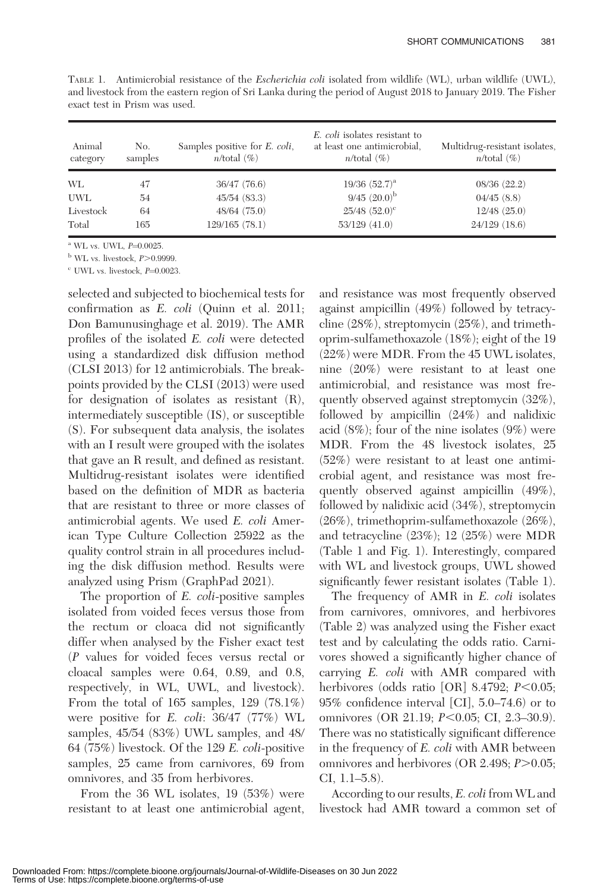TABLE 1. Antimicrobial resistance of the *Escherichia coli* isolated from wildlife (WL), urban wildlife (UWL), and livestock from the eastern region of Sri Lanka during the period of August 2018 to January 2019. The Fisher exact test in Prism was used.

| Animal category | No. samples | Samples positive for *E. coli*, *n*/total (%) | *E. coli* isolates resistant to at least one antimicrobial, *n*/total (%) | Multidrug-resistant isolates, *n*/total (%) |
|---|---|---|---|---|
| WL | 47 | 36/47 (76.6) | 19/36 (52.7)[a] | 08/36 (22.2) |
| UWL | 54 | 45/54 (83.3) | 9/45 (20.0)[b] | 04/45 (8.8) |
| Livestock | 64 | 48/64 (75.0) | 25/48 (52.0)[c] | 12/48 (25.0) |
| Total | 165 | 129/165 (78.1) | 53/129 (41.0) | 24/129 (18.6) |

[a] WL vs. UWL, $P$=0.0025.

[b] WL vs. livestock, $P$>0.9999.

[c] UWL vs. livestock, $P$=0.0023.

selected and subjected to biochemical tests for confirmation as *E. coli* (Quinn et al. 2011; Don Bamunusinghage et al. 2019). The AMR profiles of the isolated *E. coli* were detected using a standardized disk diffusion method (CLSI 2013) for 12 antimicrobials. The breakpoints provided by the CLSI (2013) were used for designation of isolates as resistant (R), intermediately susceptible (IS), or susceptible (S). For subsequent data analysis, the isolates with an I result were grouped with the isolates that gave an R result, and defined as resistant. Multidrug-resistant isolates were identified based on the definition of MDR as bacteria that are resistant to three or more classes of antimicrobial agents. We used *E. coli* American Type Culture Collection 25922 as the quality control strain in all procedures including the disk diffusion method. Results were analyzed using Prism (GraphPad 2021).

The proportion of *E. coli*-positive samples isolated from voided feces versus those from the rectum or cloaca did not significantly differ when analysed by the Fisher exact test ($P$ values for voided feces versus rectal or cloacal samples were 0.64, 0.89, and 0.8, respectively, in WL, UWL, and livestock). From the total of 165 samples, 129 (78.1%) were positive for *E. coli*: 36/47 (77%) WL samples, 45/54 (83%) UWL samples, and 48/64 (75%) livestock. Of the 129 *E. coli*-positive samples, 25 came from carnivores, 69 from omnivores, and 35 from herbivores.

From the 36 WL isolates, 19 (53%) were resistant to at least one antimicrobial agent, and resistance was most frequently observed against ampicillin (49%) followed by tetracycline (28%), streptomycin (25%), and trimethoprim-sulfamethoxazole (18%); eight of the 19 (22%) were MDR. From the 45 UWL isolates, nine (20%) were resistant to at least one antimicrobial, and resistance was most frequently observed against streptomycin (32%), followed by ampicillin (24%) and nalidixic acid (8%); four of the nine isolates (9%) were MDR. From the 48 livestock isolates, 25 (52%) were resistant to at least one antimicrobial agent, and resistance was most frequently observed against ampicillin (49%), followed by nalidixic acid (34%), streptomycin (26%), trimethoprim-sulfamethoxazole (26%), and tetracycline (23%); 12 (25%) were MDR (Table 1 and Fig. 1). Interestingly, compared with WL and livestock groups, UWL showed significantly fewer resistant isolates (Table 1).

The frequency of AMR in *E. coli* isolates from carnivores, omnivores, and herbivores (Table 2) was analyzed using the Fisher exact test and by calculating the odds ratio. Carnivores showed a significantly higher chance of carrying *E. coli* with AMR compared with herbivores (odds ratio [OR] 8.4792; $P$<0.05; 95% confidence interval [CI], 5.0–74.6) or to omnivores (OR 21.19; $P$<0.05; CI, 2.3–30.9). There was no statistically significant difference in the frequency of *E. coli* with AMR between omnivores and herbivores (OR 2.498; $P$>0.05; CI, 1.1–5.8).

According to our results, *E. coli* from WL and livestock had AMR toward a common set of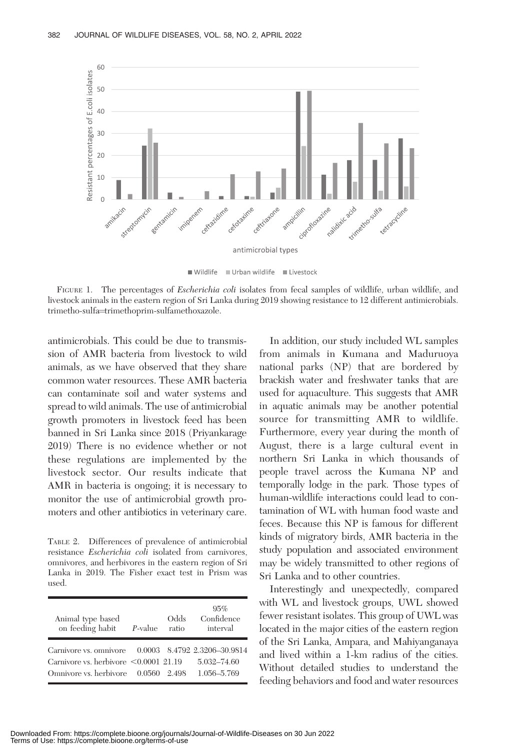FIGURE 1. The percentages of *Escherichia coli* isolates from fecal samples of wildlife, urban wildlife, and livestock animals in the eastern region of Sri Lanka during 2019 showing resistance to 12 different antimicrobials. trimetho-sulfa=trimethoprim-sulfamethoxazole.

antimicrobials. This could be due to transmission of AMR bacteria from livestock to wild animals, as we have observed that they share common water resources. These AMR bacteria can contaminate soil and water systems and spread to wild animals. The use of antimicrobial growth promoters in livestock feed has been banned in Sri Lanka since 2018 (Priyankarage 2019) There is no evidence whether or not these regulations are implemented by the livestock sector. Our results indicate that AMR in bacteria is ongoing; it is necessary to monitor the use of antimicrobial growth promoters and other antibiotics in veterinary care.

TABLE 2. Differences of prevalence of antimicrobial resistance *Escherichia coli* isolated from carnivores, omnivores, and herbivores in the eastern region of Sri Lanka in 2019. The Fisher exact test in Prism was used.

| Animal type based on feeding habit | *P*-value | Odds ratio | 95% Confidence interval |
|---|---|---|---|
| Carnivore vs. omnivore | 0.0003 | 8.4792 | 2.3206–30.9814 |
| Carnivore vs. herbivore | <0.0001 | 21.19 | 5.032–74.60 |
| Omnivore vs. herbivore | 0.0560 | 2.498 | 1.056–5.769 |

In addition, our study included WL samples from animals in Kumana and Maduruoya national parks (NP) that are bordered by brackish water and freshwater tanks that are used for aquaculture. This suggests that AMR in aquatic animals may be another potential source for transmitting AMR to wildlife. Furthermore, every year during the month of August, there is a large cultural event in northern Sri Lanka in which thousands of people travel across the Kumana NP and temporally lodge in the park. Those types of human-wildlife interactions could lead to contamination of WL with human food waste and feces. Because this NP is famous for different kinds of migratory birds, AMR bacteria in the study population and associated environment may be widely transmitted to other regions of Sri Lanka and to other countries.

Interestingly and unexpectedly, compared with WL and livestock groups, UWL showed fewer resistant isolates. This group of UWL was located in the major cities of the eastern region of the Sri Lanka, Ampara, and Mahiyanganaya and lived within a 1-km radius of the cities. Without detailed studies to understand the feeding behaviors and food and water resources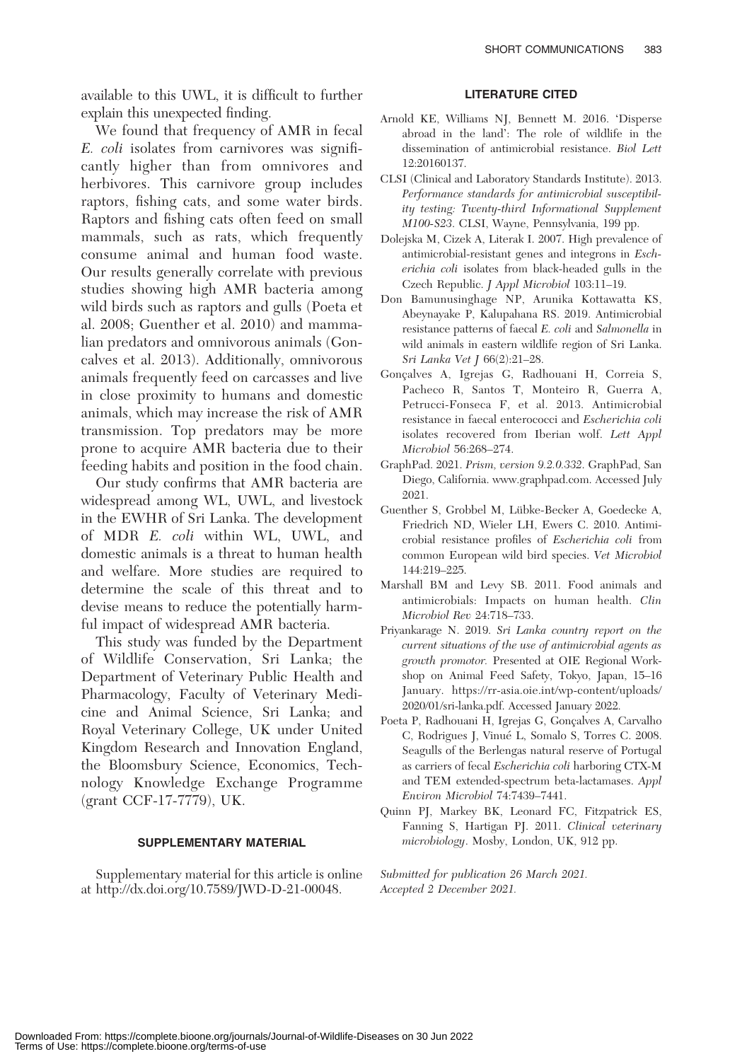available to this UWL, it is difficult to further explain this unexpected finding.

We found that frequency of AMR in fecal *E. coli* isolates from carnivores was significantly higher than from omnivores and herbivores. This carnivore group includes raptors, fishing cats, and some water birds. Raptors and fishing cats often feed on small mammals, such as rats, which frequently consume animal and human food waste. Our results generally correlate with previous studies showing high AMR bacteria among wild birds such as raptors and gulls (Poeta et al. 2008; Guenther et al. 2010) and mammalian predators and omnivorous animals (Goncalves et al. 2013). Additionally, omnivorous animals frequently feed on carcasses and live in close proximity to humans and domestic animals, which may increase the risk of AMR transmission. Top predators may be more prone to acquire AMR bacteria due to their feeding habits and position in the food chain.

Our study confirms that AMR bacteria are widespread among WL, UWL, and livestock in the EWHR of Sri Lanka. The development of MDR *E. coli* within WL, UWL, and domestic animals is a threat to human health and welfare. More studies are required to determine the scale of this threat and to devise means to reduce the potentially harmful impact of widespread AMR bacteria.

This study was funded by the Department of Wildlife Conservation, Sri Lanka; the Department of Veterinary Public Health and Pharmacology, Faculty of Veterinary Medicine and Animal Science, Sri Lanka; and Royal Veterinary College, UK under United Kingdom Research and Innovation England, the Bloomsbury Science, Economics, Technology Knowledge Exchange Programme (grant CCF-17-7779), UK.

## SUPPLEMENTARY MATERIAL

Supplementary material for this article is online at http://dx.doi.org/10.7589/JWD-D-21-00048.

## LITERATURE CITED

Arnold KE, Williams NJ, Bennett M. 2016. 'Disperse abroad in the land': The role of wildlife in the dissemination of antimicrobial resistance. *Biol Lett* 12:20160137.

CLSI (Clinical and Laboratory Standards Institute). 2013. *Performance standards for antimicrobial susceptibility testing: Twenty-third Informational Supplement M100-S23*. CLSI, Wayne, Pennsylvania, 199 pp.

Dolejska M, Cizek A, Literak I. 2007. High prevalence of antimicrobial-resistant genes and integrons in *Escherichia coli* isolates from black-headed gulls in the Czech Republic. *J Appl Microbiol* 103:11–19.

Don Bamunusinghage NP, Arunika Kottawatta KS, Abeynayake P, Kalupahana RS. 2019. Antimicrobial resistance patterns of faecal *E. coli* and *Salmonella* in wild animals in eastern wildlife region of Sri Lanka. *Sri Lanka Vet J* 66(2):21–28.

Gonçalves A, Igrejas G, Radhouani H, Correia S, Pacheco R, Santos T, Monteiro R, Guerra A, Petrucci-Fonseca F, et al. 2013. Antimicrobial resistance in faecal enterococci and *Escherichia coli* isolates recovered from Iberian wolf. *Lett Appl Microbiol* 56:268–274.

GraphPad. 2021. *Prism, version 9.2.0.332*. GraphPad, San Diego, California. www.graphpad.com. Accessed July 2021.

Guenther S, Grobbel M, Lübke-Becker A, Goedecke A, Friedrich ND, Wieler LH, Ewers C. 2010. Antimicrobial resistance profiles of *Escherichia coli* from common European wild bird species. *Vet Microbiol* 144:219–225.

Marshall BM and Levy SB. 2011. Food animals and antimicrobials: Impacts on human health. *Clin Microbiol Rev* 24:718–733.

Priyankarage N. 2019. *Sri Lanka country report on the current situations of the use of antimicrobial agents as growth promotor*. Presented at OIE Regional Workshop on Animal Feed Safety, Tokyo, Japan, 15–16 January. https://rr-asia.oie.int/wp-content/uploads/2020/01/sri-lanka.pdf. Accessed January 2022.

Poeta P, Radhouani H, Igrejas G, Gonçalves A, Carvalho C, Rodrigues J, Vinué L, Somalo S, Torres C. 2008. Seagulls of the Berlengas natural reserve of Portugal as carriers of fecal *Escherichia coli* harboring CTX-M and TEM extended-spectrum beta-lactamases. *Appl Environ Microbiol* 74:7439–7441.

Quinn PJ, Markey BK, Leonard FC, Fitzpatrick ES, Fanning S, Hartigan PJ. 2011. *Clinical veterinary microbiology*. Mosby, London, UK, 912 pp.

*Submitted for publication 26 March 2021.*
*Accepted 2 December 2021.*